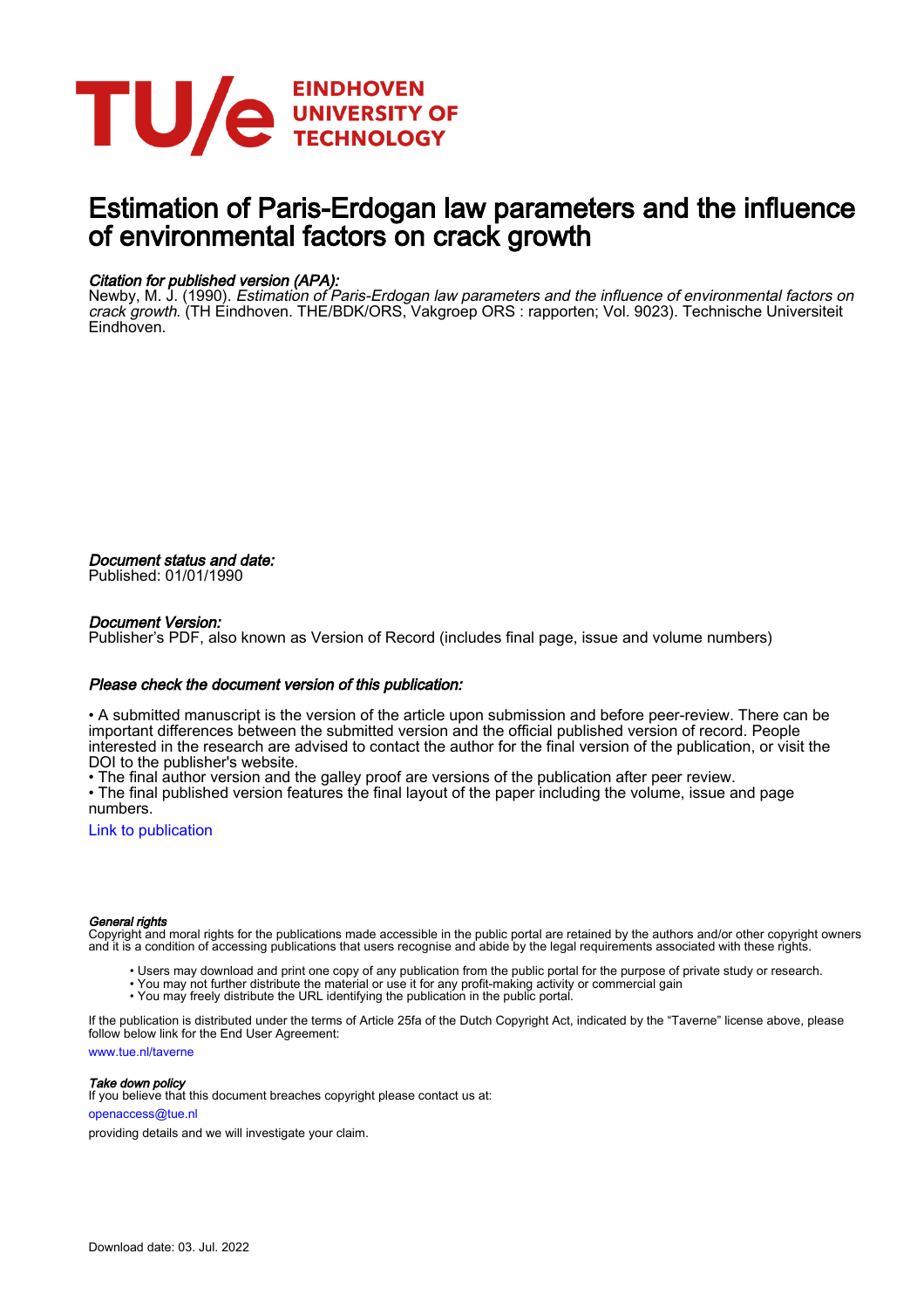# Estimation of Paris-Erdogan law parameters and the influence of environmental factors on crack growth

*Citation for published version (APA):*
Newby, M. J. (1990). *Estimation of Paris-Erdogan law parameters and the influence of environmental factors on crack growth*. (TH Eindhoven. THE/BDK/ORS, Vakgroep ORS : rapporten; Vol. 9023). Technische Universiteit Eindhoven.

*Document status and date:*
Published: 01/01/1990

*Document Version:*
Publisher's PDF, also known as Version of Record (includes final page, issue and volume numbers)

*Please check the document version of this publication:*

• A submitted manuscript is the version of the article upon submission and before peer-review. There can be important differences between the submitted version and the official published version of record. People interested in the research are advised to contact the author for the final version of the publication, or visit the DOI to the publisher's website.
• The final author version and the galley proof are versions of the publication after peer review.
• The final published version features the final layout of the paper including the volume, issue and page numbers.

Link to publication

*General rights*
Copyright and moral rights for the publications made accessible in the public portal are retained by the authors and/or other copyright owners and it is a condition of accessing publications that users recognise and abide by the legal requirements associated with these rights.

• Users may download and print one copy of any publication from the public portal for the purpose of private study or research.
• You may not further distribute the material or use it for any profit-making activity or commercial gain
• You may freely distribute the URL identifying the publication in the public portal.

If the publication is distributed under the terms of Article 25fa of the Dutch Copyright Act, indicated by the "Taverne" license above, please follow below link for the End User Agreement:

www.tue.nl/taverne

*Take down policy*
If you believe that this document breaches copyright please contact us at:

openaccess@tue.nl

providing details and we will investigate your claim.

Download date: 03. Jul. 2022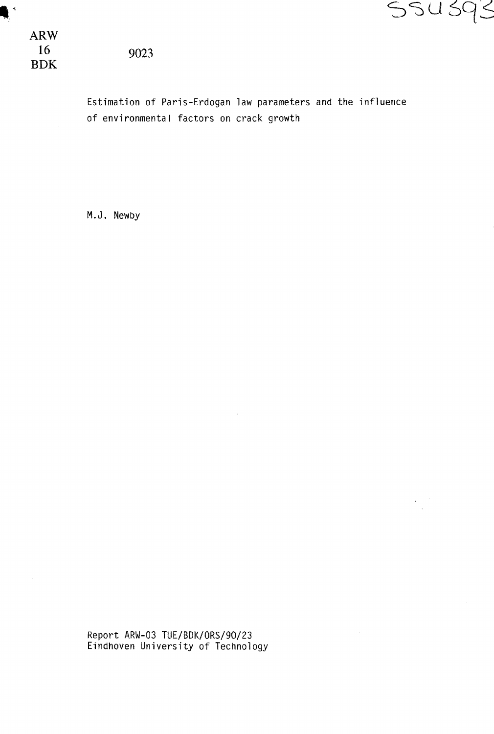ARW
16
BDK

9023

Estimation of Paris-Erdogan law parameters and the influence of environmental factors on crack growth

M.J. Newby

Report ARW-03 TUE/BDK/ORS/90/23
Eindhoven University of Technology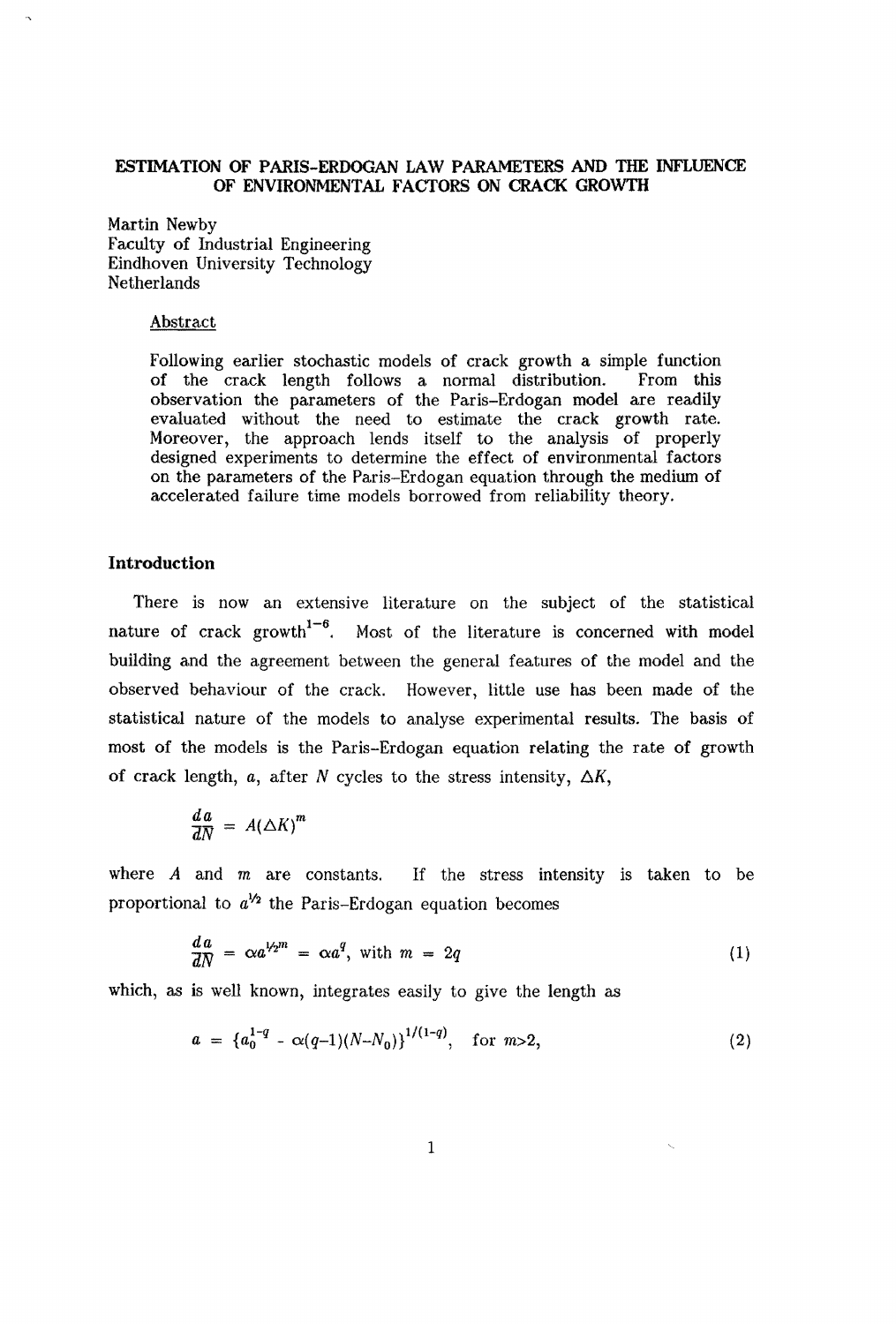# ESTIMATION OF PARIS-ERDOGAN LAW PARAMETERS AND THE INFLUENCE OF ENVIRONMENTAL FACTORS ON CRACK GROWTH

Martin Newby
Faculty of Industrial Engineering
Eindhoven University Technology
Netherlands

## Abstract

Following earlier stochastic models of crack growth a simple function of the crack length follows a normal distribution. From this observation the parameters of the Paris-Erdogan model are readily evaluated without the need to estimate the crack growth rate. Moreover, the approach lends itself to the analysis of properly designed experiments to determine the effect of environmental factors on the parameters of the Paris-Erdogan equation through the medium of accelerated failure time models borrowed from reliability theory.

## Introduction

There is now an extensive literature on the subject of the statistical nature of crack growth[1-6]. Most of the literature is concerned with model building and the agreement between the general features of the model and the observed behaviour of the crack. However, little use has been made of the statistical nature of the models to analyse experimental results. The basis of most of the models is the Paris-Erdogan equation relating the rate of growth of crack length, $a$, after $N$ cycles to the stress intensity, $\Delta K$,

$$\frac{da}{dN} = A(\Delta K)^m$$

where $A$ and $m$ are constants. If the stress intensity is taken to be proportional to $a^{1/2}$ the Paris-Erdogan equation becomes

$$\frac{da}{dN} = \alpha a^{1/2 m} = \alpha a^q, \text{ with } m = 2q \tag{1}$$

which, as is well known, integrates easily to give the length as

$$a = \{a_0^{1-q} - \alpha(q-1)(N-N_0)\}^{1/(1-q)}, \quad \text{for } m>2, \tag{2}$$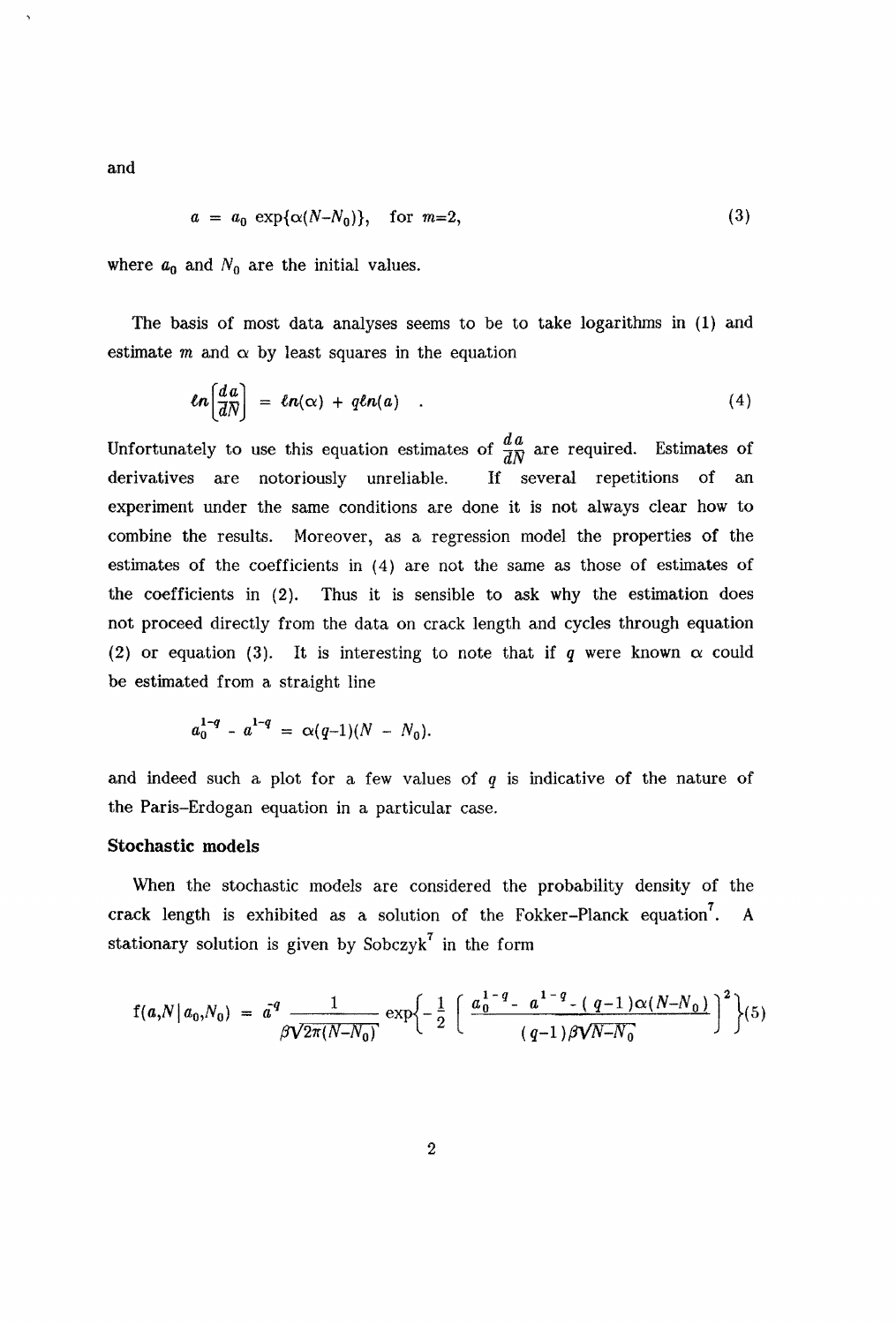and

$$a = a_0 \exp\{\alpha(N-N_0)\}, \quad \text{for } m=2, \tag{3}$$

where $a_0$ and $N_0$ are the initial values.

The basis of most data analyses seems to be to take logarithms in (1) and estimate $m$ and $\alpha$ by least squares in the equation

$$\ell n\left[\frac{da}{dN}\right] = \ell n(\alpha) + q\ell n(a) \quad . \tag{4}$$

Unfortunately to use this equation estimates of $\frac{da}{dN}$ are required. Estimates of derivatives are notoriously unreliable. If several repetitions of an experiment under the same conditions are done it is not always clear how to combine the results. Moreover, as a regression model the properties of the estimates of the coefficients in (4) are not the same as those of estimates of the coefficients in (2). Thus it is sensible to ask why the estimation does not proceed directly from the data on crack length and cycles through equation (2) or equation (3). It is interesting to note that if $q$ were known $\alpha$ could be estimated from a straight line

$$a_0^{1-q} - a^{1-q} = \alpha(q-1)(N - N_0).$$

and indeed such a plot for a few values of $q$ is indicative of the nature of the Paris–Erdogan equation in a particular case.

### Stochastic models

When the stochastic models are considered the probability density of the crack length is exhibited as a solution of the Fokker–Planck equation[7]. A stationary solution is given by Sobczyk[7] in the form

$$f(a,N\,|\,a_0,N_0) = a^{-q} \frac{1}{\beta\sqrt{2\pi(N-N_0)}} \exp\left\{-\frac{1}{2}\left[\frac{a_0^{1-q} - a^{1-q} - (q-1)\alpha(N-N_0)}{(q-1)\beta\sqrt{N-N_0}}\right]^2\right\} \tag{5}$$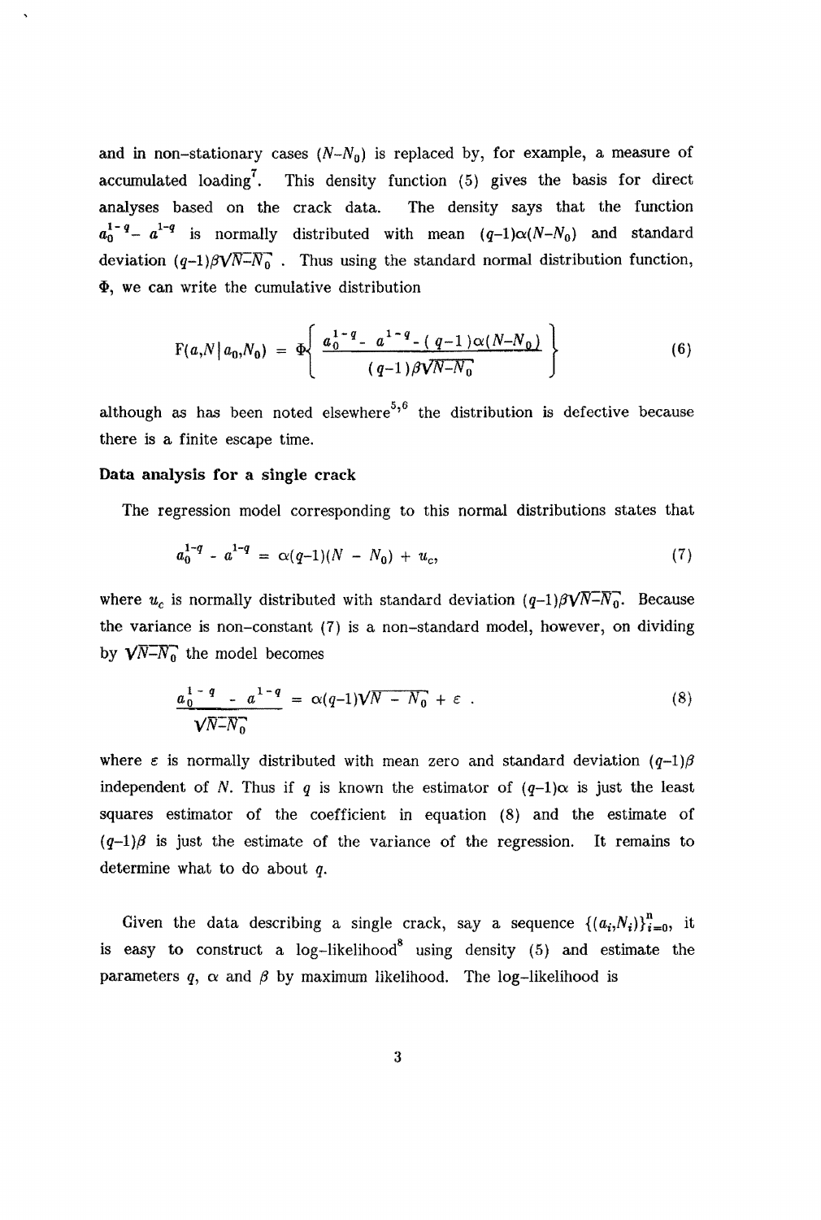and in non-stationary cases $(N-N_0)$ is replaced by, for example, a measure of accumulated loading[7]. This density function (5) gives the basis for direct analyses based on the crack data. The density says that the function $a_0^{1-q} - a^{1-q}$ is normally distributed with mean $(q-1)\alpha(N-N_0)$ and standard deviation $(q-1)\beta\sqrt{N-N_0}$. Thus using the standard normal distribution function, $\Phi$, we can write the cumulative distribution

$$
\mathrm{F}(a,N\,|\,a_0,N_0) = \Phi\left\{ \frac{a_0^{1-q} - a^{1-q} - (q-1)\alpha(N-N_0)}{(q-1)\beta\sqrt{N-N_0}} \right\} \tag{6}
$$

although as has been noted elsewhere[5,6] the distribution is defective because there is a finite escape time.

### Data analysis for a single crack

The regression model corresponding to this normal distributions states that

$$
a_0^{1-q} - a^{1-q} = \alpha(q-1)(N - N_0) + u_c, \tag{7}
$$

where $u_c$ is normally distributed with standard deviation $(q-1)\beta\sqrt{N-N_0}$. Because the variance is non-constant (7) is a non-standard model, however, on dividing by $\sqrt{N-N_0}$ the model becomes

$$
\frac{a_0^{1-q} - a^{1-q}}{\sqrt{N-N_0}} = \alpha(q-1)\sqrt{N - N_0} + \varepsilon\ . \tag{8}
$$

where $\varepsilon$ is normally distributed with mean zero and standard deviation $(q-1)\beta$ independent of $N$. Thus if $q$ is known the estimator of $(q-1)\alpha$ is just the least squares estimator of the coefficient in equation (8) and the estimate of $(q-1)\beta$ is just the estimate of the variance of the regression. It remains to determine what to do about $q$.

Given the data describing a single crack, say a sequence $\{(a_i,N_i)\}_{i=0}^{n}$, it is easy to construct a log-likelihood[8] using density (5) and estimate the parameters $q$, $\alpha$ and $\beta$ by maximum likelihood. The log-likelihood is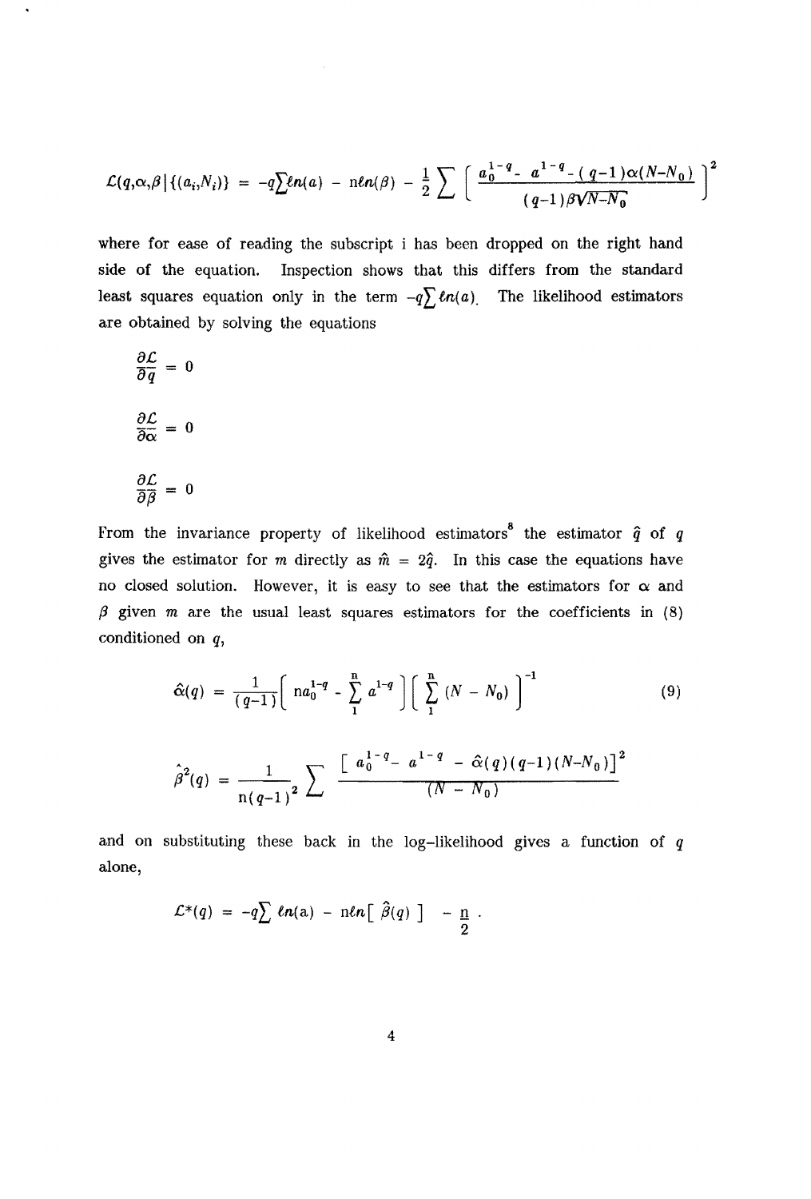$$\mathcal{L}(q,\alpha,\beta\,|\,\{(a_i,N_i)\}) = -q\sum \ell n(a) - n\ell n(\beta) - \frac{1}{2}\sum \left[ \frac{a_0^{1-q} - a^{1-q} - (q-1)\alpha(N-N_0)}{(q-1)\beta\sqrt{N-N_0}} \right]^2$$

where for ease of reading the subscript i has been dropped on the right hand side of the equation. Inspection shows that this differs from the standard least squares equation only in the term $-q\sum \ell n(a)$. The likelihood estimators are obtained by solving the equations

$$\frac{\partial \mathcal{L}}{\partial q} = 0$$

$$\frac{\partial \mathcal{L}}{\partial \alpha} = 0$$

$$\frac{\partial \mathcal{L}}{\partial \beta} = 0$$

From the invariance property of likelihood estimators[8] the estimator $\hat{q}$ of $q$ gives the estimator for $m$ directly as $\hat{m} = 2\hat{q}$. In this case the equations have no closed solution. However, it is easy to see that the estimators for $\alpha$ and $\beta$ given $m$ are the usual least squares estimators for the coefficients in (8) conditioned on $q$,

$$\hat{\alpha}(q) = \frac{1}{(q-1)}\left[ n a_0^{1-q} - \sum_1^n a^{1-q} \right]\left[ \sum_1^n (N - N_0) \right]^{-1} \tag{9}$$

$$\hat{\beta}^2(q) = \frac{1}{n(q-1)^2}\sum \frac{\left[ a_0^{1-q} - a^{1-q} - \hat{\alpha}(q)(q-1)(N-N_0)\right]^2}{(N - N_0)}$$

and on substituting these back in the log-likelihood gives a function of $q$ alone,

$$\mathcal{L}^*(q) = -q\sum \ell n(a) - n\ell n\left[ \hat{\beta}(q) \right] - \frac{n}{2} .$$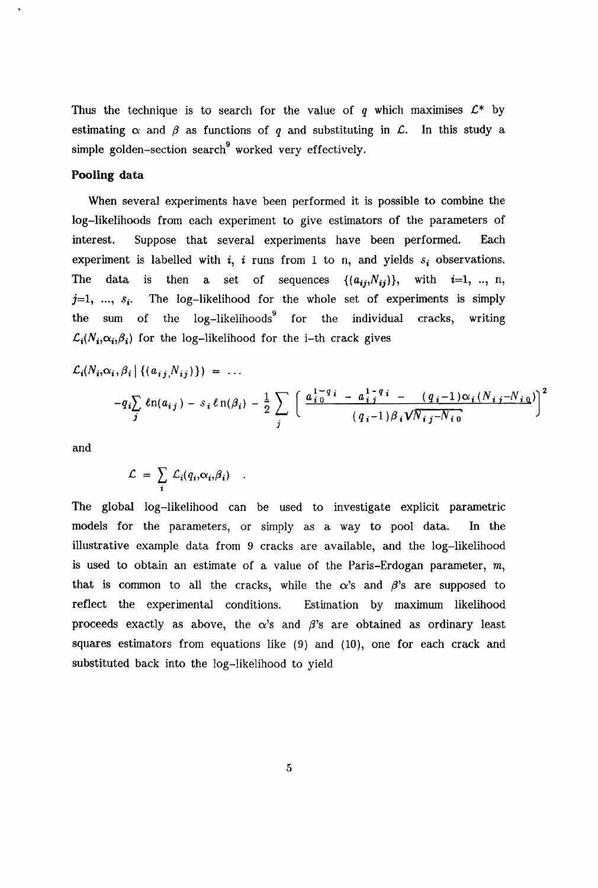Thus the technique is to search for the value of $q$ which maximises $\mathcal{L}^*$ by estimating $\alpha$ and $\beta$ as functions of $q$ and substituting in $\mathcal{L}$. In this study a simple golden–section search[9] worked very effectively.

**Pooling data**

When several experiments have been performed it is possible to combine the log–likelihoods from each experiment to give estimators of the parameters of interest. Suppose that several experiments have been performed. Each experiment is labelled with $i$, $i$ runs from 1 to n, and yields $s_i$ observations. The data is then a set of sequences $\{(a_{ij},N_{ij})\}$, with $i$=1, .., n, $j$=1, ..., $s_i$. The log-likelihood for the whole set of experiments is simply the sum of the log-likelihoods[9] for the individual cracks, writing $\mathcal{L}_i(N_i,\alpha_i,\beta_i)$ for the log-likelihood for the i–th crack gives

$$\mathcal{L}_i(N_i,\alpha_i,\beta_i \,|\, \{(a_{ij},N_{ij})\}) = \ldots$$

$$-q_i\sum_j \ell n(a_{ij}) - s_i \ell n(\beta_i) - \frac{1}{2}\sum_j \left[ \frac{a_{i0}^{1-q_i} - a_{ij}^{1-q_i} - (q_i-1)\alpha_i(N_{ij}-N_{i0})}{(q_i-1)\beta_i\sqrt{N_{ij}-N_{i0}}} \right]^2$$

and

$$\mathcal{L} = \sum_i \mathcal{L}_i(q_i,\alpha_i,\beta_i) \quad .$$

The global log–likelihood can be used to investigate explicit parametric models for the parameters, or simply as a way to pool data. In the illustrative example data from 9 cracks are available, and the log–likelihood is used to obtain an estimate of a value of the Paris–Erdogan parameter, $m$, that is common to all the cracks, while the $\alpha$'s and $\beta$'s are supposed to reflect the experimental conditions. Estimation by maximum likelihood proceeds exactly as above, the $\alpha$'s and $\beta$'s are obtained as ordinary least squares estimators from equations like (9) and (10), one for each crack and substituted back into the log–likelihood to yield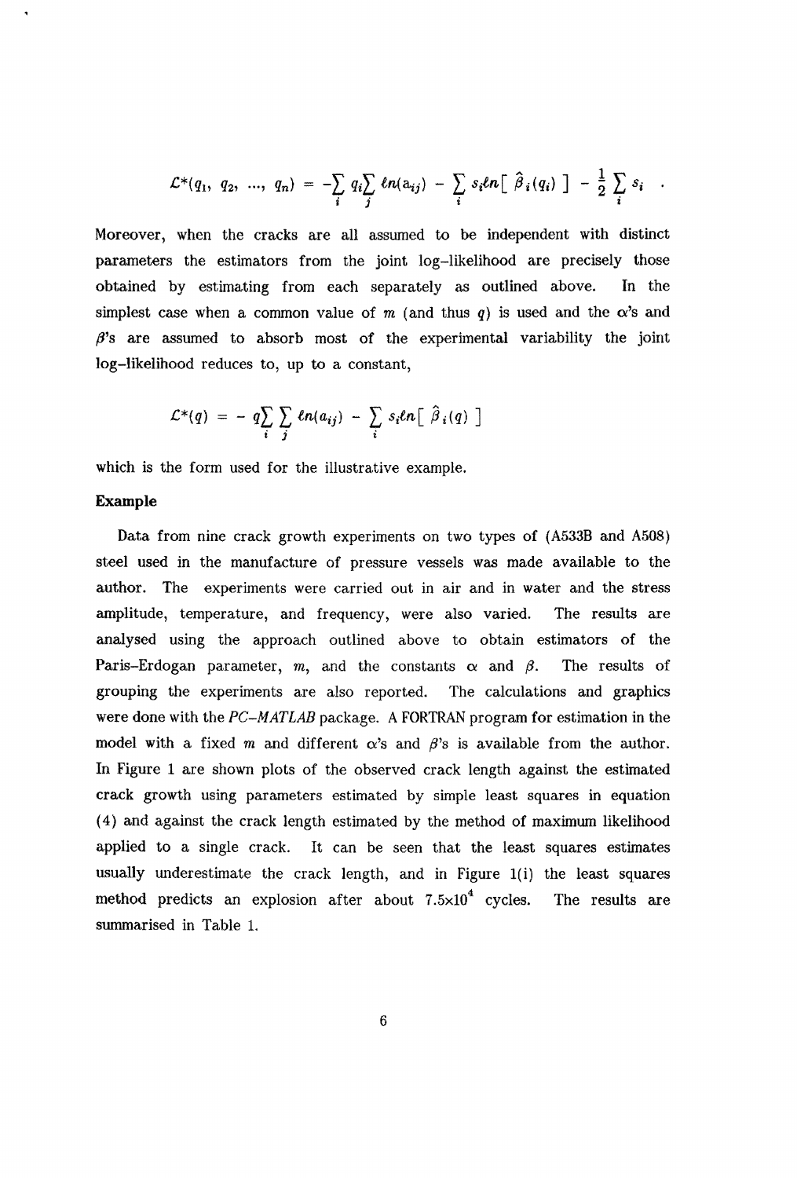$$\mathcal{L}^*(q_1, q_2, \ldots, q_n) = -\sum_i q_i \sum_j \ell n(a_{ij}) - \sum_i s_i \ell n[\ \hat{\beta}_i(q_i)\ ] - \frac{1}{2}\sum_i s_i \quad .$$

Moreover, when the cracks are all assumed to be independent with distinct parameters the estimators from the joint log-likelihood are precisely those obtained by estimating from each separately as outlined above. In the simplest case when a common value of $m$ (and thus $q$) is used and the $\alpha$'s and $\beta$'s are assumed to absorb most of the experimental variability the joint log-likelihood reduces to, up to a constant,

$$\mathcal{L}^*(q) = -q\sum_i \sum_j \ell n(a_{ij}) - \sum_i s_i \ell n[\ \hat{\beta}_i(q)\ ]$$

which is the form used for the illustrative example.

**Example**

Data from nine crack growth experiments on two types of (A533B and A508) steel used in the manufacture of pressure vessels was made available to the author. The experiments were carried out in air and in water and the stress amplitude, temperature, and frequency, were also varied. The results are analysed using the approach outlined above to obtain estimators of the Paris–Erdogan parameter, $m$, and the constants $\alpha$ and $\beta$. The results of grouping the experiments are also reported. The calculations and graphics were done with the *PC–MATLAB* package. A FORTRAN program for estimation in the model with a fixed $m$ and different $\alpha$'s and $\beta$'s is available from the author. In Figure 1 are shown plots of the observed crack length against the estimated crack growth using parameters estimated by simple least squares in equation (4) and against the crack length estimated by the method of maximum likelihood applied to a single crack. It can be seen that the least squares estimates usually underestimate the crack length, and in Figure 1(i) the least squares method predicts an explosion after about $7.5\times10^4$ cycles. The results are summarised in Table 1.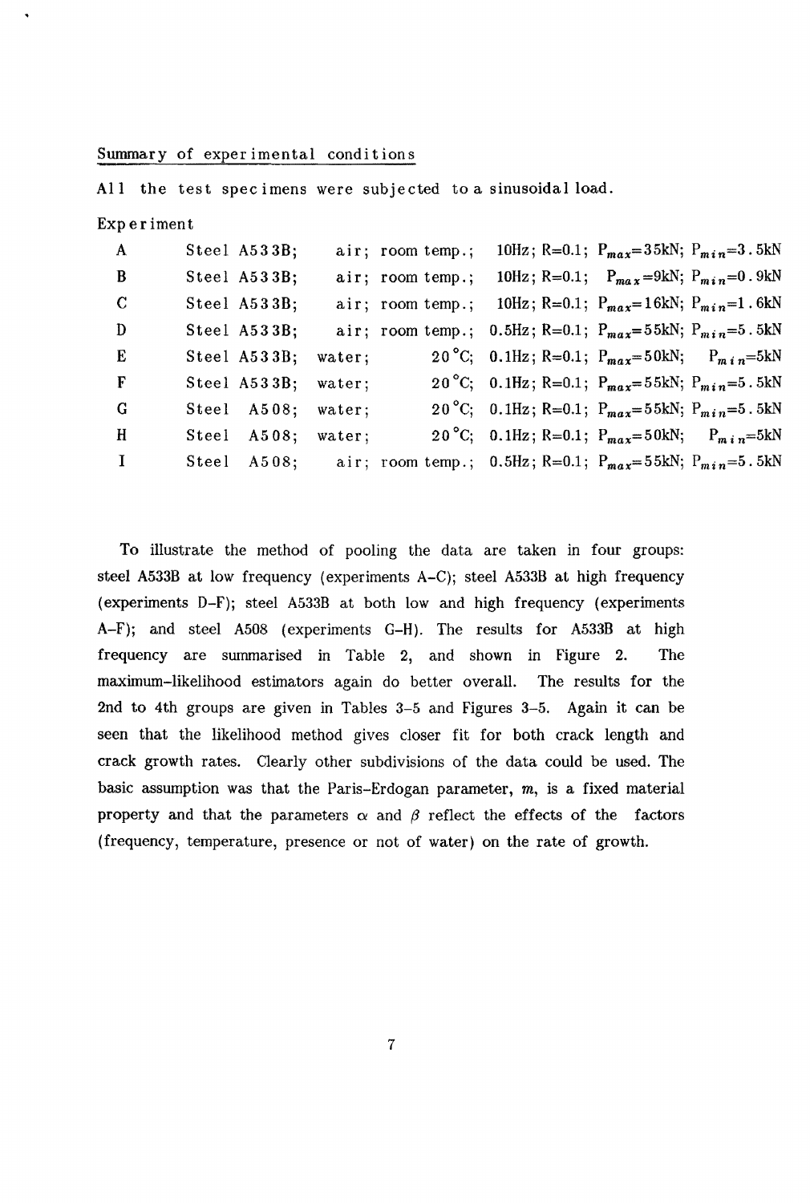## Summary of experimental conditions

All the test specimens were subjected to a sinusoidal load.

Experiment

| | | | | |
|---|---|---|---|---|
| A | Steel A533B; | air; room temp.; | 10Hz; R=0.1; | $P_{max}$=35kN; $P_{min}$=3.5kN |
| B | Steel A533B; | air; room temp.; | 10Hz; R=0.1; | $P_{max}$=9kN; $P_{min}$=0.9kN |
| C | Steel A533B; | air; room temp.; | 10Hz; R=0.1; | $P_{max}$=16kN; $P_{min}$=1.6kN |
| D | Steel A533B; | air; room temp.; | 0.5Hz; R=0.1; | $P_{max}$=55kN; $P_{min}$=5.5kN |
| E | Steel A533B; | water; 20°C; | 0.1Hz; R=0.1; | $P_{max}$=50kN; $P_{min}$=5kN |
| F | Steel A533B; | water; 20°C; | 0.1Hz; R=0.1; | $P_{max}$=55kN; $P_{min}$=5.5kN |
| G | Steel A508; | water; 20°C; | 0.1Hz; R=0.1; | $P_{max}$=55kN; $P_{min}$=5.5kN |
| H | Steel A508; | water; 20°C; | 0.1Hz; R=0.1; | $P_{max}$=50kN; $P_{min}$=5kN |
| I | Steel A508; | air; room temp.; | 0.5Hz; R=0.1; | $P_{max}$=55kN; $P_{min}$=5.5kN |

To illustrate the method of pooling the data are taken in four groups: steel A533B at low frequency (experiments A–C); steel A533B at high frequency (experiments D–F); steel A533B at both low and high frequency (experiments A–F); and steel A508 (experiments G–H). The results for A533B at high frequency are summarised in Table 2, and shown in Figure 2. The maximum-likelihood estimators again do better overall. The results for the 2nd to 4th groups are given in Tables 3–5 and Figures 3–5. Again it can be seen that the likelihood method gives closer fit for both crack length and crack growth rates. Clearly other subdivisions of the data could be used. The basic assumption was that the Paris-Erdogan parameter, $m$, is a fixed material property and that the parameters $\alpha$ and $\beta$ reflect the effects of the factors (frequency, temperature, presence or not of water) on the rate of growth.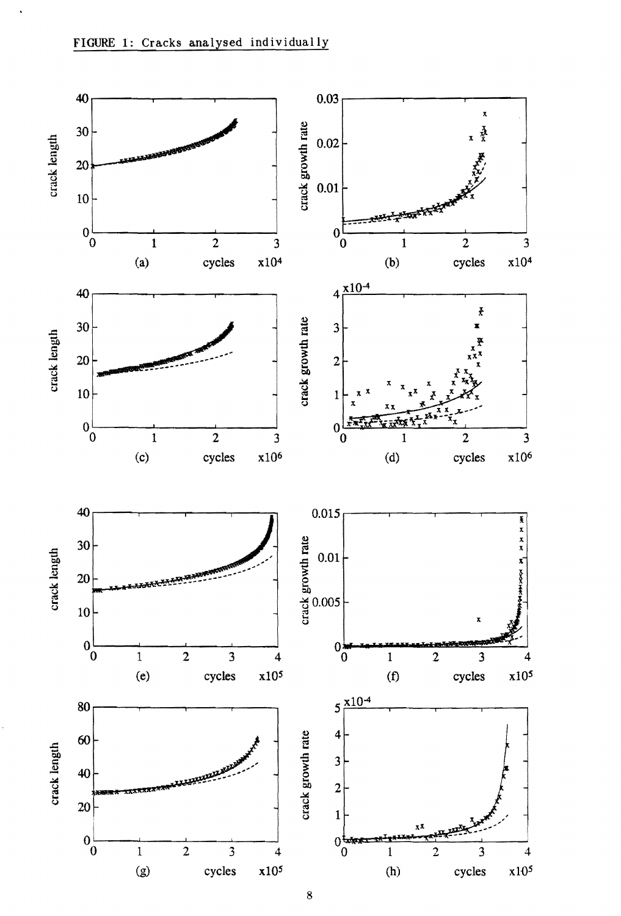FIGURE 1: Cracks analysed individually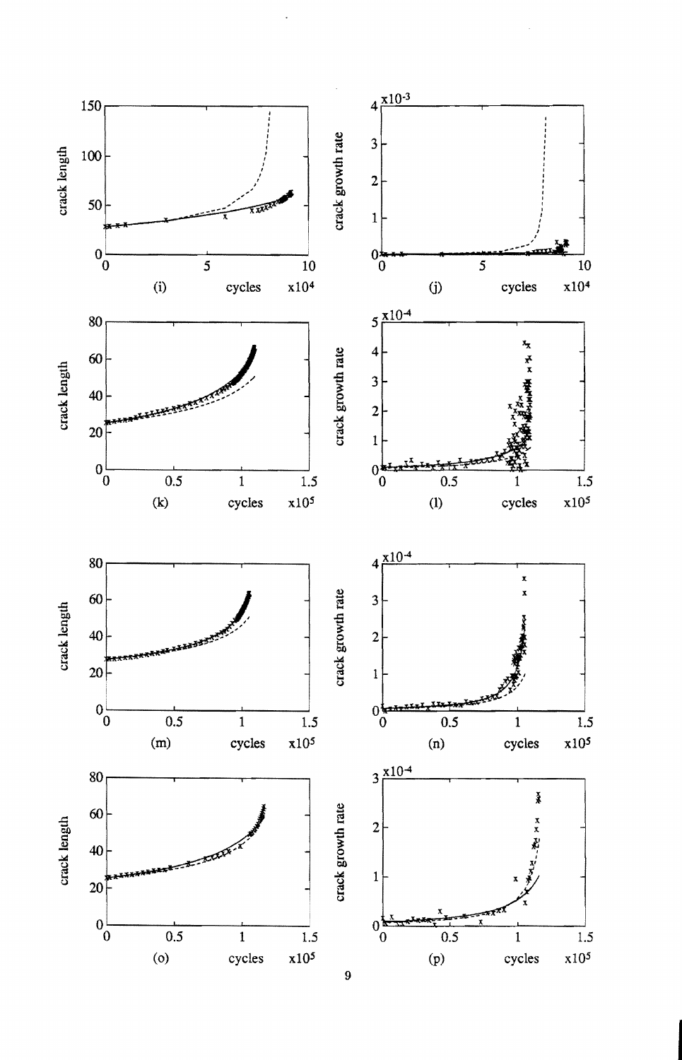crack length

150

100

50

0

0 5 10

(i) cycles x10^4

crack growth rate

x10^-3

4

3

2

1

0

0 5 10

(j) cycles x10^4

crack length

80

60

40

20

0

0 0.5 1 1.5

(k) cycles x10^5

crack growth rate

x10^-4

5

4

3

2

1

0

0 0.5 1 1.5

(l) cycles x10^5

crack length

80

60

40

20

0

0 0.5 1 1.5

(m) cycles x10^5

crack growth rate

x10^-4

4

3

2

1

0

0 0.5 1 1.5

(n) cycles x10^5

crack length

80

60

40

20

0

0 0.5 1 1.5

(o) cycles x10^5

crack growth rate

x10^-4

3

2

1

0

0 0.5 1 1.5

(p) cycles x10^5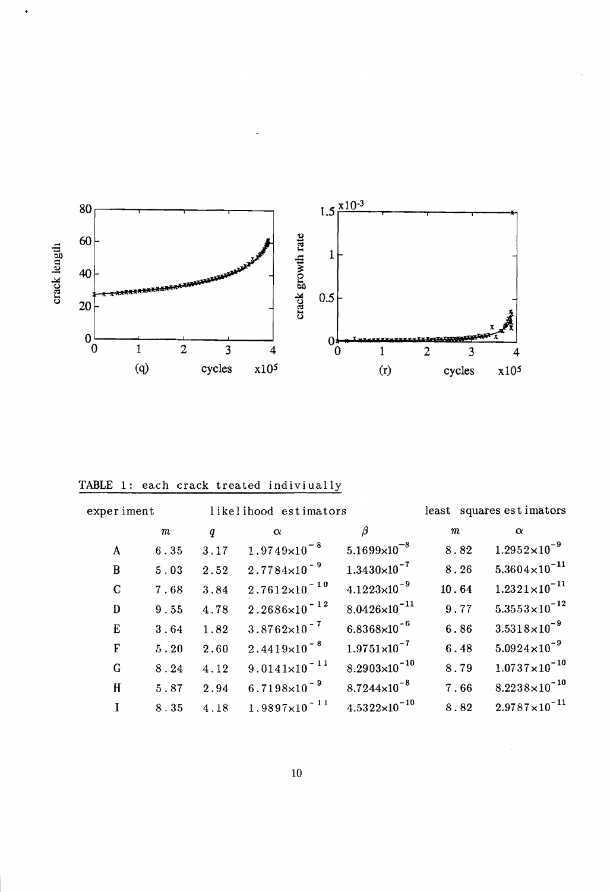TABLE 1: each crack treated indiviually

| experiment | likelihood estimators | | | | least squares estimators | |
|---|---|---|---|---|---|---|
| | $m$ | $q$ | $\alpha$ | $\beta$ | $m$ | $\alpha$ |
| A | 6.35 | 3.17 | $1.9749\times10^{-8}$ | $5.1699\times10^{-8}$ | 8.82 | $1.2952\times10^{-9}$ |
| B | 5.03 | 2.52 | $2.7784\times10^{-9}$ | $1.3430\times10^{-7}$ | 8.26 | $5.3604\times10^{-11}$ |
| C | 7.68 | 3.84 | $2.7612\times10^{-10}$ | $4.1223\times10^{-9}$ | 10.64 | $1.2321\times10^{-11}$ |
| D | 9.55 | 4.78 | $2.2686\times10^{-12}$ | $8.0426\times10^{-11}$ | 9.77 | $5.3553\times10^{-12}$ |
| E | 3.64 | 1.82 | $3.8762\times10^{-7}$ | $6.8368\times10^{-6}$ | 6.86 | $3.5318\times10^{-9}$ |
| F | 5.20 | 2.60 | $2.4419\times10^{-8}$ | $1.9751\times10^{-7}$ | 6.48 | $5.0924\times10^{-9}$ |
| G | 8.24 | 4.12 | $9.0141\times10^{-11}$ | $8.2903\times10^{-10}$ | 8.79 | $1.0737\times10^{-10}$ |
| H | 5.87 | 2.94 | $6.7198\times10^{-9}$ | $8.7244\times10^{-8}$ | 7.66 | $8.2238\times10^{-10}$ |
| I | 8.35 | 4.18 | $1.9897\times10^{-11}$ | $4.5322\times10^{-10}$ | 8.82 | $2.9787\times10^{-11}$ |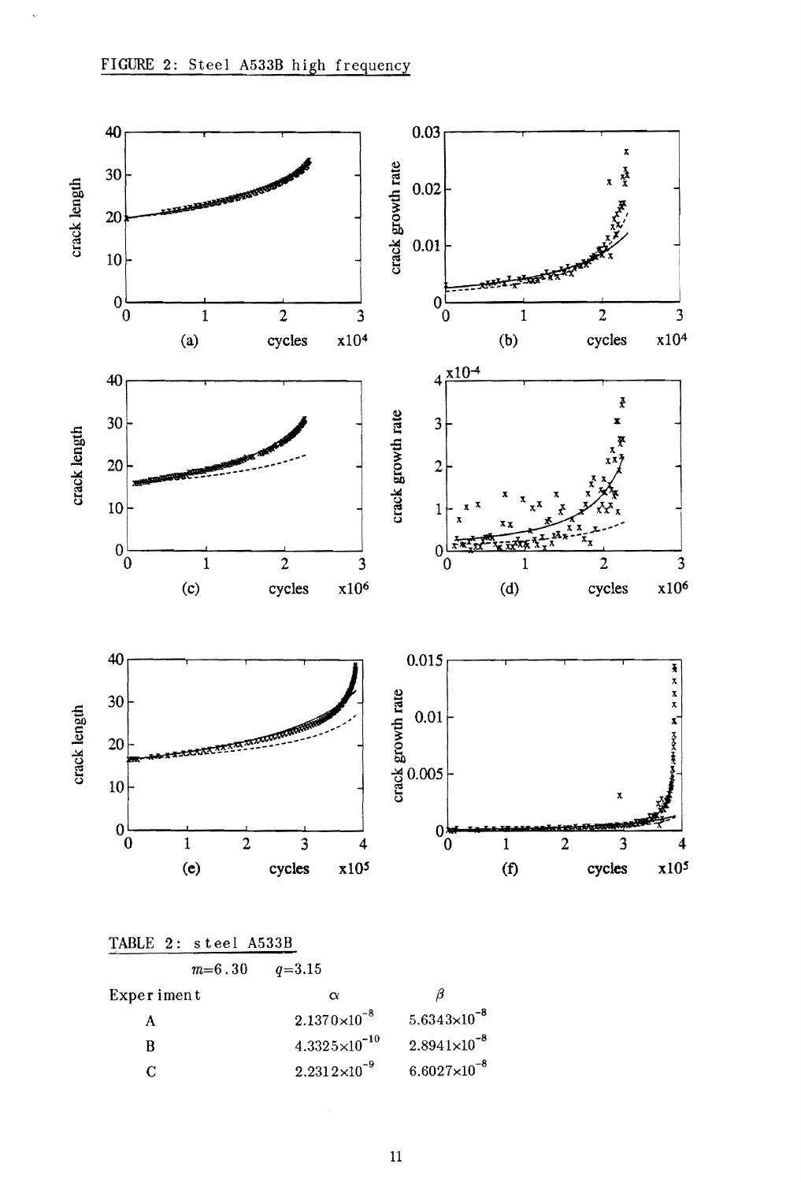FIGURE 2: Steel A533B high frequency

TABLE 2: steel A533B

$m$=6.30 $q$=3.15

| Experiment | $\alpha$ | $\beta$ |
|---|---|---|
| A | $2.1370\times10^{-8}$ | $5.6343\times10^{-8}$ |
| B | $4.3325\times10^{-10}$ | $2.8941\times10^{-8}$ |
| C | $2.2312\times10^{-9}$ | $6.6027\times10^{-8}$ |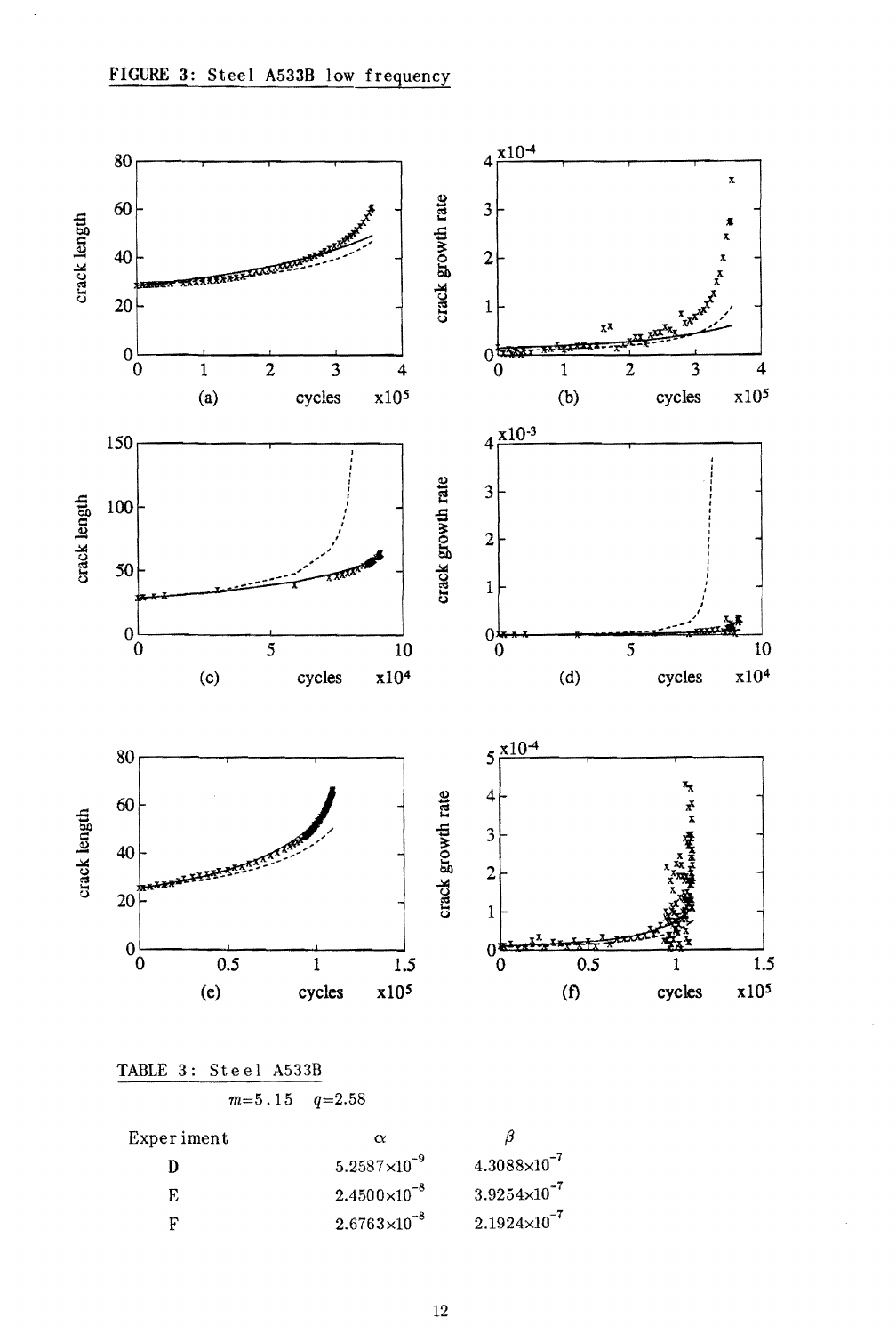FIGURE 3: Steel A533B low frequency

TABLE 3: Steel A533B

$m$=5.15 $q$=2.58

| Experiment | $\alpha$ | $\beta$ |
|---|---|---|
| D | $5.2587\times10^{-9}$ | $4.3088\times10^{-7}$ |
| E | $2.4500\times10^{-8}$ | $3.9254\times10^{-7}$ |
| F | $2.6763\times10^{-8}$ | $2.1924\times10^{-7}$ |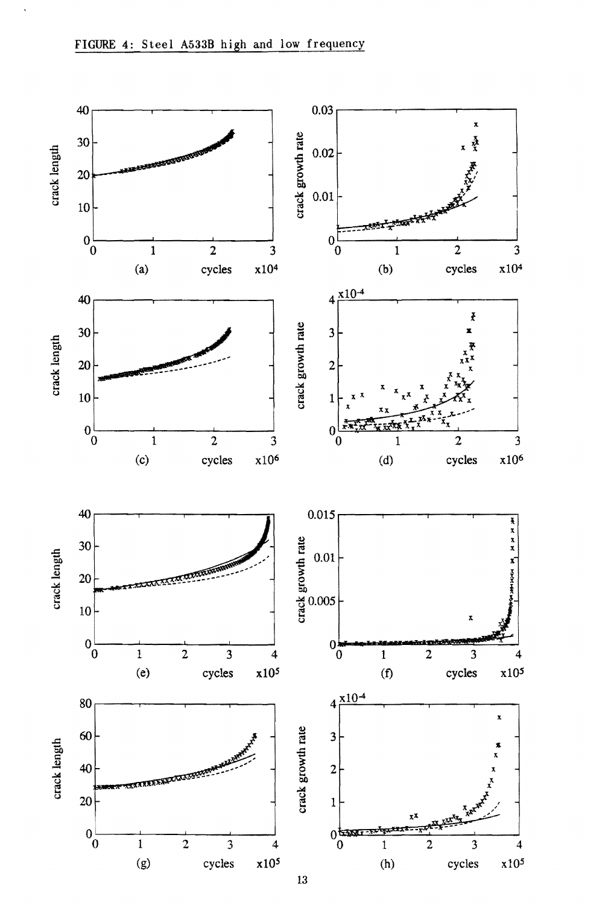FIGURE 4: Steel A533B high and low frequency

(a) crack length vs cycles x10[4]

(b) crack growth rate vs cycles x10[4]

(c) crack length vs cycles x10[6]

(d) crack growth rate ($\times 10^{-4}$) vs cycles x10[6]

(e) crack length vs cycles x10[5]

(f) crack growth rate vs cycles x10[5]

(g) crack length vs cycles x10[5]

(h) crack growth rate ($\times 10^{-4}$) vs cycles x10[5]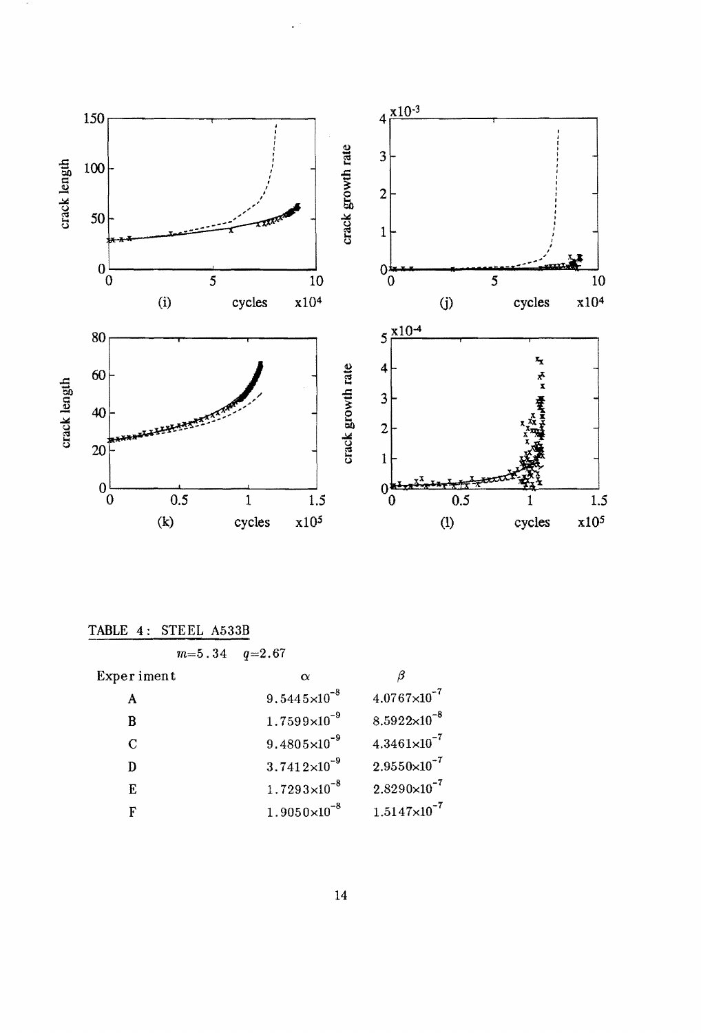TABLE 4: STEEL A533B

$m$=5.34 $q$=2.67

| Experiment | $\alpha$ | $\beta$ |
|---|---|---|
| A | $9.5445\times10^{-8}$ | $4.0767\times10^{-7}$ |
| B | $1.7599\times10^{-9}$ | $8.5922\times10^{-8}$ |
| C | $9.4805\times10^{-9}$ | $4.3461\times10^{-7}$ |
| D | $3.7412\times10^{-9}$ | $2.9550\times10^{-7}$ |
| E | $1.7293\times10^{-8}$ | $2.8290\times10^{-7}$ |
| F | $1.9050\times10^{-8}$ | $1.5147\times10^{-7}$ |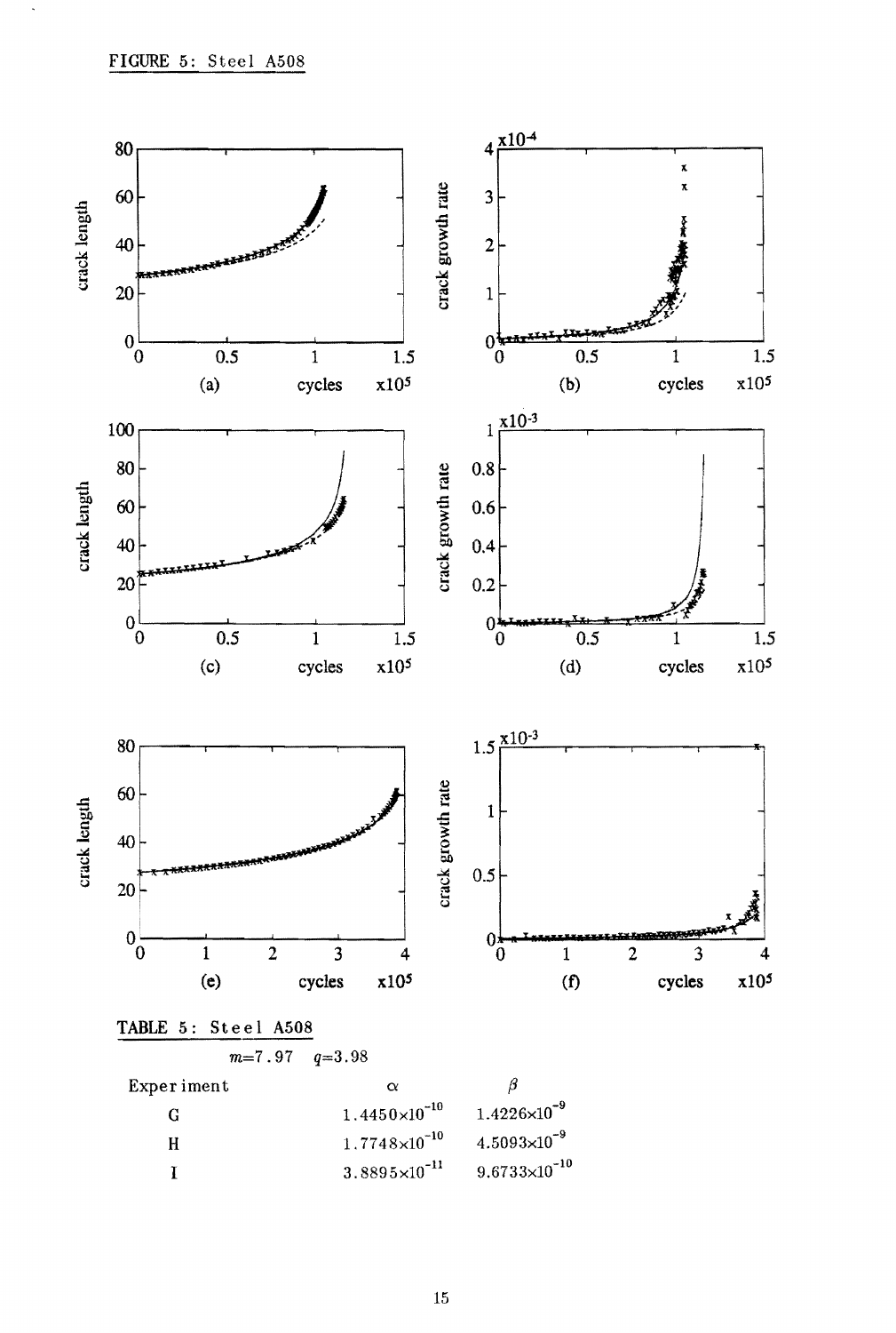FIGURE 5: Steel A508

TABLE 5: Steel A508

$m$=7.97 $q$=3.98

| Experiment | $\alpha$ | $\beta$ |
|---|---|---|
| G | $1.4450\times10^{-10}$ | $1.4226\times10^{-9}$ |
| H | $1.7748\times10^{-10}$ | $4.5093\times10^{-9}$ |
| I | $3.8895\times10^{-11}$ | $9.6733\times10^{-10}$ |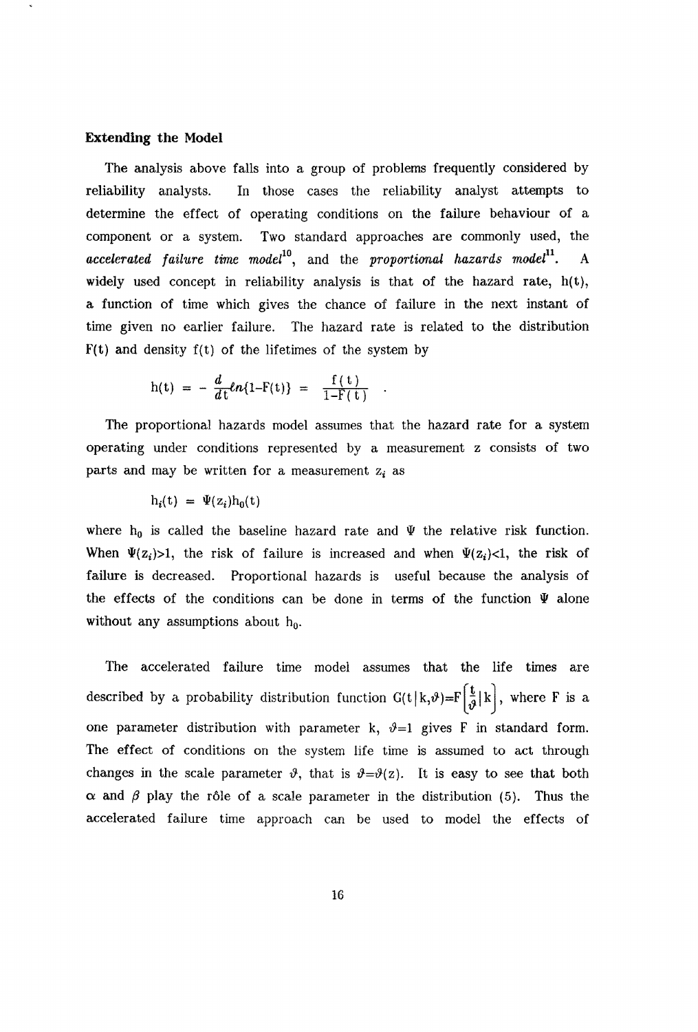**Extending the Model**

The analysis above falls into a group of problems frequently considered by reliability analysts. In those cases the reliability analyst attempts to determine the effect of operating conditions on the failure behaviour of a component or a system. Two standard approaches are commonly used, the ***accelerated failure time model***[10], and the ***proportional hazards model***[11]. A widely used concept in reliability analysis is that of the hazard rate, h(t), a function of time which gives the chance of failure in the next instant of time given no earlier failure. The hazard rate is related to the distribution F(t) and density f(t) of the lifetimes of the system by

$$h(t) = -\frac{d}{dt}\ell n\{1-F(t)\} = \frac{f(t)}{1-F(t)} \ .$$

The proportional hazards model assumes that the hazard rate for a system operating under conditions represented by a measurement z consists of two parts and may be written for a measurement $z_i$ as

$$h_i(t) = \Psi(z_i)h_0(t)$$

where $h_0$ is called the baseline hazard rate and $\Psi$ the relative risk function. When $\Psi(z_i)>1$, the risk of failure is increased and when $\Psi(z_i)<1$, the risk of failure is decreased. Proportional hazards is useful because the analysis of the effects of the conditions can be done in terms of the function $\Psi$ alone without any assumptions about $h_0$.

The accelerated failure time model assumes that the life times are described by a probability distribution function $G(t|k,\vartheta)=F\left[\frac{t}{\vartheta}|k\right]$, where F is a one parameter distribution with parameter k, $\vartheta=1$ gives F in standard form. The effect of conditions on the system life time is assumed to act through changes in the scale parameter $\vartheta$, that is $\vartheta=\vartheta(z)$. It is easy to see that both $\alpha$ and $\beta$ play the rôle of a scale parameter in the distribution (5). Thus the accelerated failure time approach can be used to model the effects of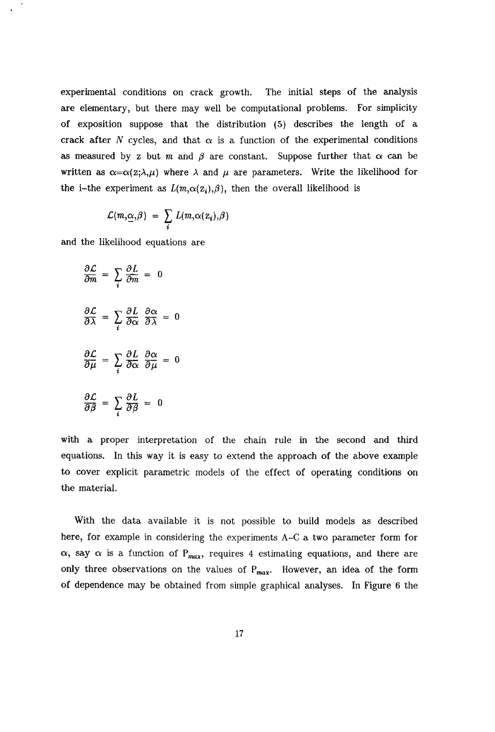experimental conditions on crack growth. The initial steps of the analysis are elementary, but there may well be computational problems. For simplicity of exposition suppose that the distribution (5) describes the length of a crack after $N$ cycles, and that $\alpha$ is a function of the experimental conditions as measured by z but $m$ and $\beta$ are constant. Suppose further that $\alpha$ can be written as $\alpha=\alpha(z;\lambda,\mu)$ where $\lambda$ and $\mu$ are parameters. Write the likelihood for the i-the experiment as $L(m,\alpha(z_i),\beta)$, then the overall likelihood is

$$\mathcal{L}(m,\underline{\alpha},\beta) = \sum_i L(m,\alpha(z_i),\beta)$$

and the likelihood equations are

$$\frac{\partial \mathcal{L}}{\partial m} = \sum_i \frac{\partial L}{\partial m} = 0$$

$$\frac{\partial \mathcal{L}}{\partial \lambda} = \sum_i \frac{\partial L}{\partial \alpha} \frac{\partial \alpha}{\partial \lambda} = 0$$

$$\frac{\partial \mathcal{L}}{\partial \mu} = \sum_i \frac{\partial L}{\partial \alpha} \frac{\partial \alpha}{\partial \mu} = 0$$

$$\frac{\partial \mathcal{L}}{\partial \beta} = \sum_i \frac{\partial L}{\partial \beta} = 0$$

with a proper interpretation of the chain rule in the second and third equations. In this way it is easy to extend the approach of the above example to cover explicit parametric models of the effect of operating conditions on the material.

With the data available it is not possible to build models as described here, for example in considering the experiments A–C a two parameter form for $\alpha$, say $\alpha$ is a function of $P_{max}$, requires 4 estimating equations, and there are only three observations on the values of $P_{max}$. However, an idea of the form of dependence may be obtained from simple graphical analyses. In Figure 6 the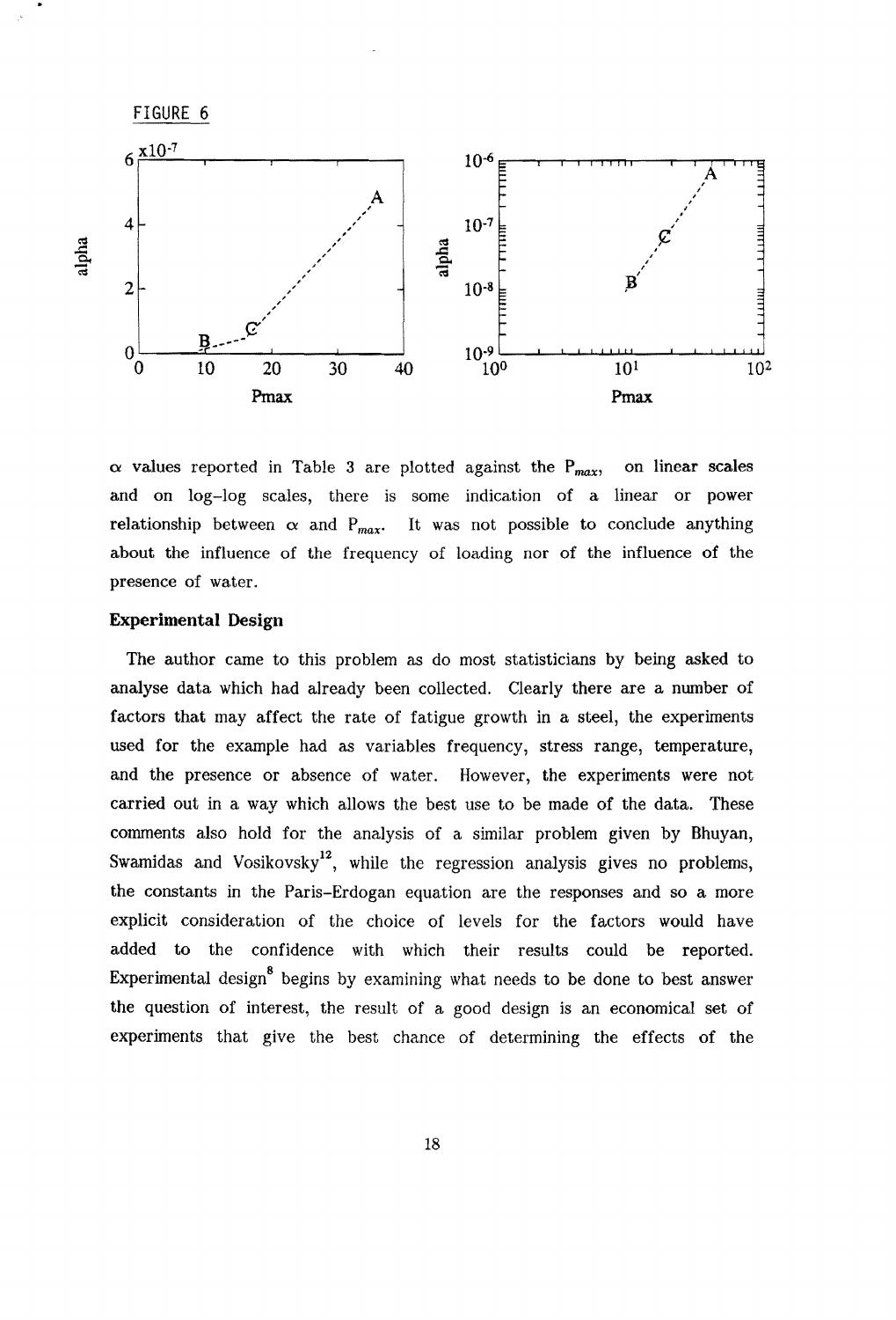FIGURE 6

$\alpha$ values reported in Table 3 are plotted against the $P_{max}$, on linear scales and on log–log scales, there is some indication of a linear or power relationship between $\alpha$ and $P_{max}$. It was not possible to conclude anything about the influence of the frequency of loading nor of the influence of the presence of water.

**Experimental Design**

The author came to this problem as do most statisticians by being asked to analyse data which had already been collected. Clearly there are a number of factors that may affect the rate of fatigue growth in a steel, the experiments used for the example had as variables frequency, stress range, temperature, and the presence or absence of water. However, the experiments were not carried out in a way which allows the best use to be made of the data. These comments also hold for the analysis of a similar problem given by Bhuyan, Swamidas and Vosikovsky[12], while the regression analysis gives no problems, the constants in the Paris–Erdogan equation are the responses and so a more explicit consideration of the choice of levels for the factors would have added to the confidence with which their results could be reported. Experimental design[8] begins by examining what needs to be done to best answer the question of interest, the result of a good design is an economical set of experiments that give the best chance of determining the effects of the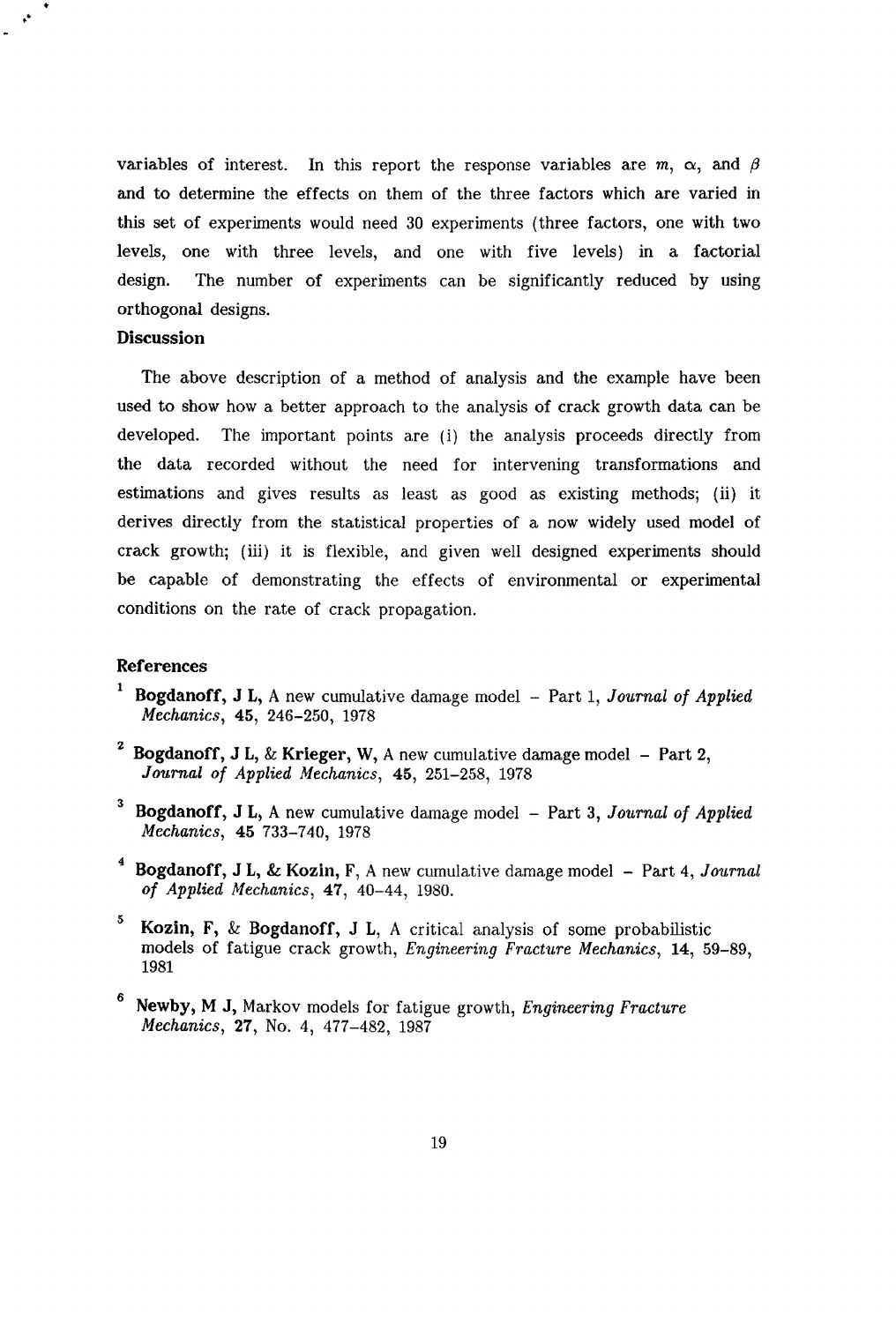variables of interest. In this report the response variables are $m$, $\alpha$, and $\beta$ and to determine the effects on them of the three factors which are varied in this set of experiments would need 30 experiments (three factors, one with two levels, one with three levels, and one with five levels) in a factorial design. The number of experiments can be significantly reduced by using orthogonal designs.

## Discussion

The above description of a method of analysis and the example have been used to show how a better approach to the analysis of crack growth data can be developed. The important points are (i) the analysis proceeds directly from the data recorded without the need for intervening transformations and estimations and gives results as least as good as existing methods; (ii) it derives directly from the statistical properties of a now widely used model of crack growth; (iii) it is flexible, and given well designed experiments should be capable of demonstrating the effects of environmental or experimental conditions on the rate of crack propagation.

## References

[1] **Bogdanoff, J L**, A new cumulative damage model – Part 1, *Journal of Applied Mechanics*, **45**, 246–250, 1978

[2] **Bogdanoff, J L**, & **Krieger, W**, A new cumulative damage model – Part 2, *Journal of Applied Mechanics*, **45**, 251–258, 1978

[3] **Bogdanoff, J L**, A new cumulative damage model – Part 3, *Journal of Applied Mechanics*, **45** 733–740, 1978

[4] **Bogdanoff, J L**, & **Kozin**, F, A new cumulative damage model – Part 4, *Journal of Applied Mechanics*, **47**, 40–44, 1980.

[5] **Kozin, F**, & **Bogdanoff, J L**, A critical analysis of some probabilistic models of fatigue crack growth, *Engineering Fracture Mechanics*, **14**, 59–89, 1981

[6] **Newby, M J**, Markov models for fatigue growth, *Engineering Fracture Mechanics*, **27**, No. 4, 477–482, 1987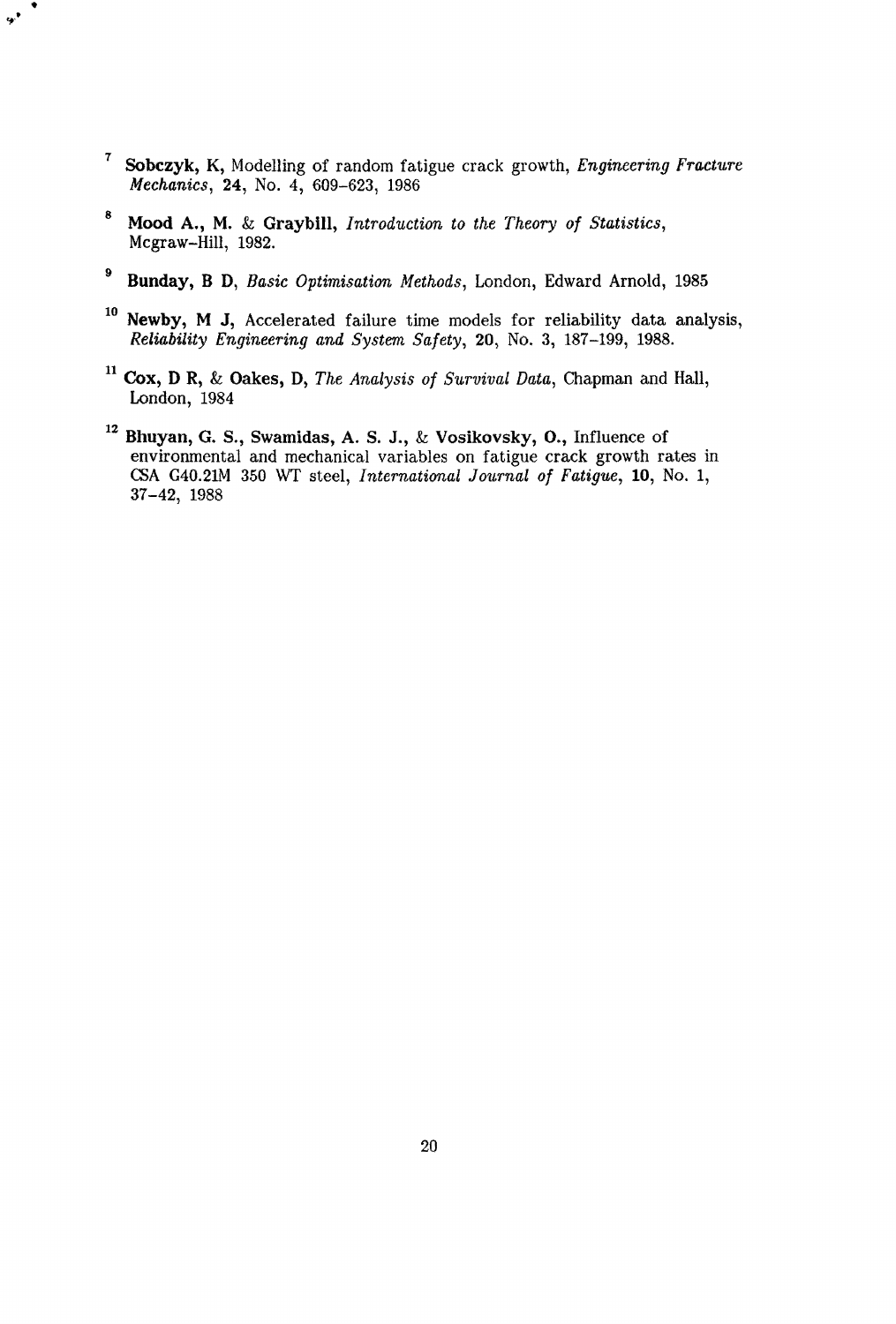[7] **Sobczyk, K,** Modelling of random fatigue crack growth, *Engineering Fracture Mechanics*, **24**, No. 4, 609–623, 1986

[8] **Mood A., M.** & **Graybill,** *Introduction to the Theory of Statistics*, Mcgraw-Hill, 1982.

[9] **Bunday, B D,** *Basic Optimisation Methods*, London, Edward Arnold, 1985

[10] **Newby, M J,** Accelerated failure time models for reliability data analysis, *Reliability Engineering and System Safety*, **20**, No. 3, 187–199, 1988.

[11] **Cox, D R,** & **Oakes, D,** *The Analysis of Survival Data*, Chapman and Hall, London, 1984

[12] **Bhuyan, G. S., Swamidas, A. S. J.,** & **Vosikovsky, O.,** Influence of environmental and mechanical variables on fatigue crack growth rates in CSA G40.21M 350 WT steel, *International Journal of Fatigue*, **10**, No. 1, 37–42, 1988